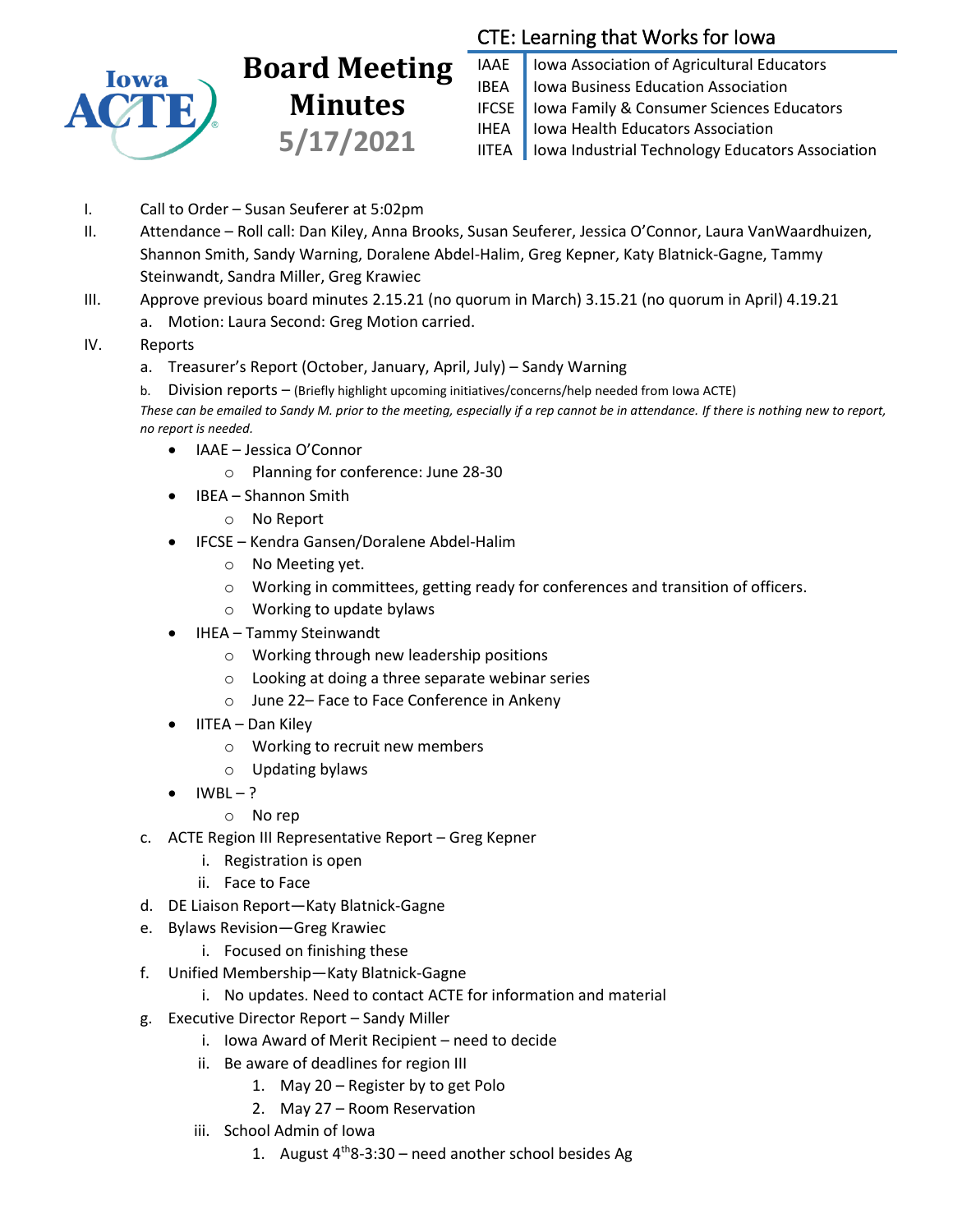# Board Meeting Minutes

## 5/17/2021

**CTE: Learning that Works for Iowa**

| | |
|---|---|
| IAAE | Iowa Association of Agricultural Educators |
| IBEA | Iowa Business Education Association |
| IFCSE | Iowa Family & Consumer Sciences Educators |
| IHEA | Iowa Health Educators Association |
| IITEA | Iowa Industrial Technology Educators Association |

I. Call to Order – Susan Seuferer at 5:02pm

II. Attendance – Roll call: Dan Kiley, Anna Brooks, Susan Seuferer, Jessica O'Connor, Laura VanWaardhuizen, Shannon Smith, Sandy Warning, Doralene Abdel-Halim, Greg Kepner, Katy Blatnick-Gagne, Tammy Steinwandt, Sandra Miller, Greg Krawiec

III. Approve previous board minutes 2.15.21 (no quorum in March) 3.15.21 (no quorum in April) 4.19.21
   a. Motion: Laura Second: Greg Motion carried.

IV. Reports
   a. Treasurer's Report (October, January, April, July) – Sandy Warning
   b. Division reports – (Briefly highlight upcoming initiatives/concerns/help needed from Iowa ACTE)
   *These can be emailed to Sandy M. prior to the meeting, especially if a rep cannot be in attendance. If there is nothing new to report, no report is needed.*
      - IAAE – Jessica O'Connor
         - Planning for conference: June 28-30
      - IBEA – Shannon Smith
         - No Report
      - IFCSE – Kendra Gansen/Doralene Abdel-Halim
         - No Meeting yet.
         - Working in committees, getting ready for conferences and transition of officers.
         - Working to update bylaws
      - IHEA – Tammy Steinwandt
         - Working through new leadership positions
         - Looking at doing a three separate webinar series
         - June 22– Face to Face Conference in Ankeny
      - IITEA – Dan Kiley
         - Working to recruit new members
         - Updating bylaws
      - IWBL – ?
         - No rep
   c. ACTE Region III Representative Report – Greg Kepner
      i. Registration is open
      ii. Face to Face
   d. DE Liaison Report—Katy Blatnick-Gagne
   e. Bylaws Revision—Greg Krawiec
      i. Focused on finishing these
   f. Unified Membership—Katy Blatnick-Gagne
      i. No updates. Need to contact ACTE for information and material
   g. Executive Director Report – Sandy Miller
      i. Iowa Award of Merit Recipient – need to decide
      ii. Be aware of deadlines for region III
         1. May 20 – Register by to get Polo
         2. May 27 – Room Reservation
      iii. School Admin of Iowa
         1. August 4th 8-3:30 – need another school besides Ag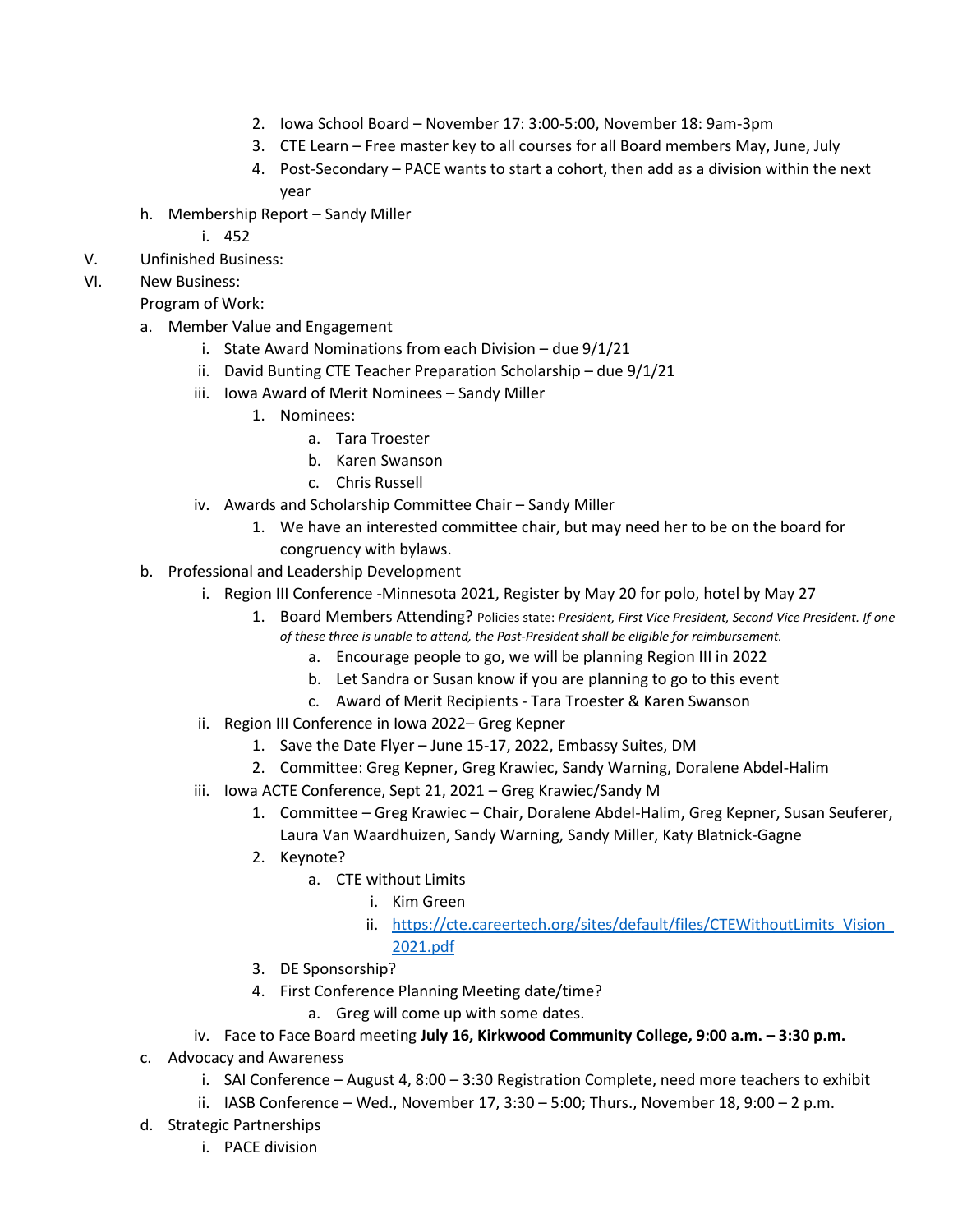2. Iowa School Board – November 17: 3:00-5:00, November 18: 9am-3pm
3. CTE Learn – Free master key to all courses for all Board members May, June, July
4. Post-Secondary – PACE wants to start a cohort, then add as a division within the next year

h. Membership Report – Sandy Miller
   i. 452

V. Unfinished Business:

VI. New Business:

Program of Work:

a. Member Value and Engagement
   i. State Award Nominations from each Division – due 9/1/21
   ii. David Bunting CTE Teacher Preparation Scholarship – due 9/1/21
   iii. Iowa Award of Merit Nominees – Sandy Miller
      1. Nominees:
         a. Tara Troester
         b. Karen Swanson
         c. Chris Russell
   iv. Awards and Scholarship Committee Chair – Sandy Miller
      1. We have an interested committee chair, but may need her to be on the board for congruency with bylaws.

b. Professional and Leadership Development
   i. Region III Conference -Minnesota 2021, Register by May 20 for polo, hotel by May 27
      1. Board Members Attending? Policies state: *President, First Vice President, Second Vice President. If one of these three is unable to attend, the Past-President shall be eligible for reimbursement.*
         a. Encourage people to go, we will be planning Region III in 2022
         b. Let Sandra or Susan know if you are planning to go to this event
         c. Award of Merit Recipients - Tara Troester & Karen Swanson
   ii. Region III Conference in Iowa 2022– Greg Kepner
      1. Save the Date Flyer – June 15-17, 2022, Embassy Suites, DM
      2. Committee: Greg Kepner, Greg Krawiec, Sandy Warning, Doralene Abdel-Halim
   iii. Iowa ACTE Conference, Sept 21, 2021 – Greg Krawiec/Sandy M
      1. Committee – Greg Krawiec – Chair, Doralene Abdel-Halim, Greg Kepner, Susan Seuferer, Laura Van Waardhuizen, Sandy Warning, Sandy Miller, Katy Blatnick-Gagne
      2. Keynote?
         a. CTE without Limits
            i. Kim Green
            ii. https://cte.careertech.org/sites/default/files/CTEWithoutLimits_Vision_2021.pdf
      3. DE Sponsorship?
      4. First Conference Planning Meeting date/time?
         a. Greg will come up with some dates.
   iv. Face to Face Board meeting **July 16, Kirkwood Community College, 9:00 a.m. – 3:30 p.m.**

c. Advocacy and Awareness
   i. SAI Conference – August 4, 8:00 – 3:30 Registration Complete, need more teachers to exhibit
   ii. IASB Conference – Wed., November 17, 3:30 – 5:00; Thurs., November 18, 9:00 – 2 p.m.

d. Strategic Partnerships
   i. PACE division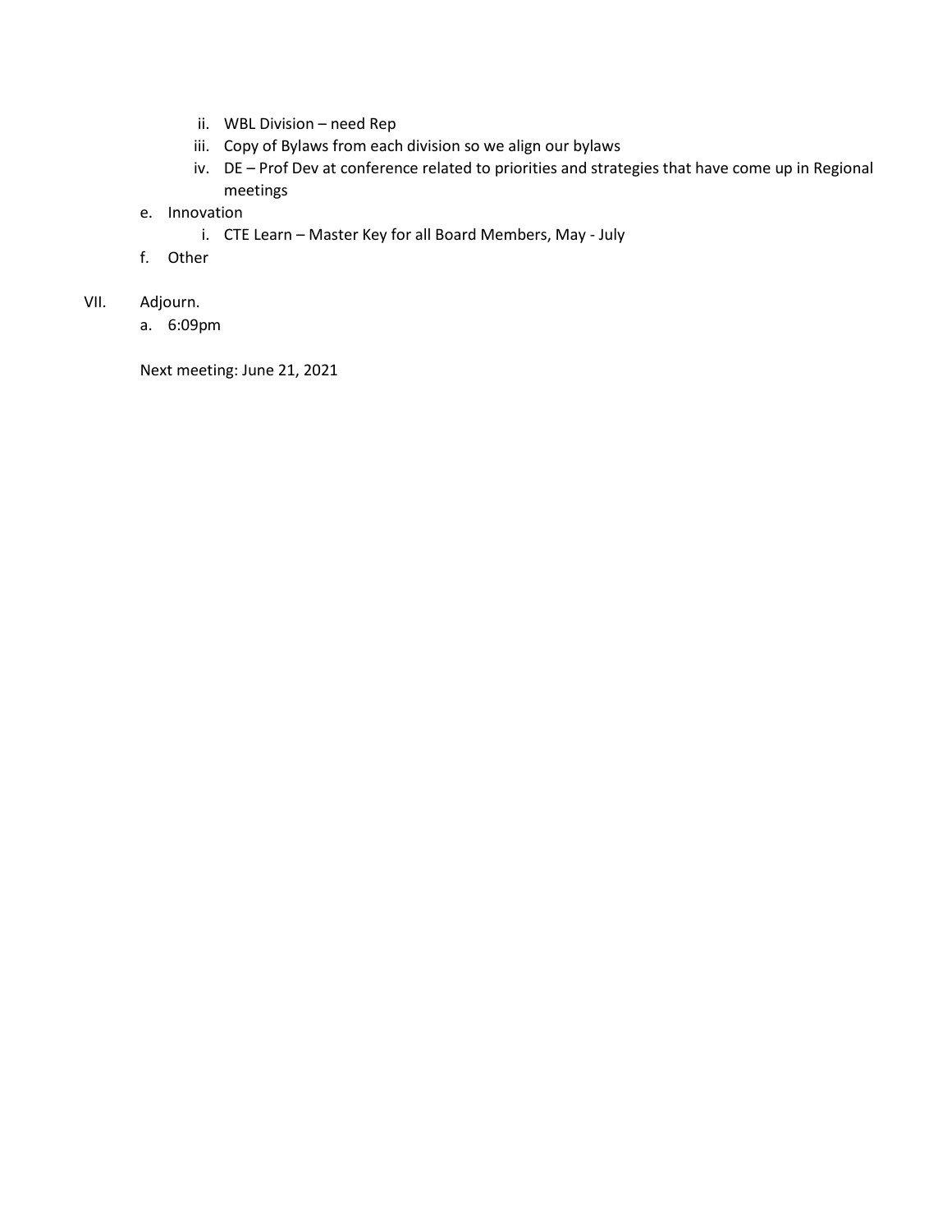ii. WBL Division – need Rep
   iii. Copy of Bylaws from each division so we align our bylaws
   iv. DE – Prof Dev at conference related to priorities and strategies that have come up in Regional meetings

e. Innovation
   i. CTE Learn – Master Key for all Board Members, May - July

f. Other

VII. Adjourn.
   a. 6:09pm

Next meeting: June 21, 2021